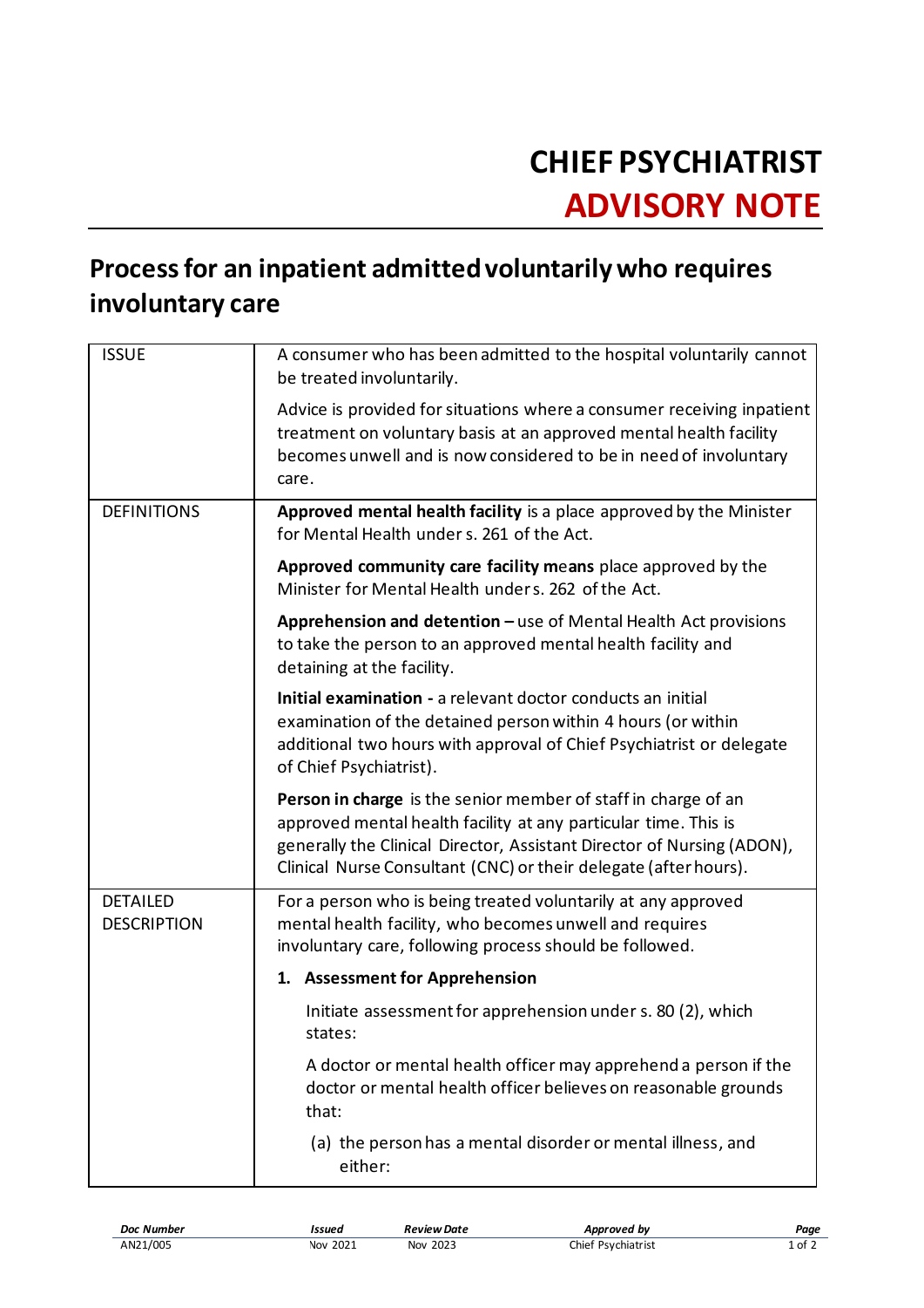# CHIEF PSYCHIATRIST ADVISORY NOTE

## Process for an inpatient admitted voluntarily who requires involuntary care

| | |
|---|---|
| ISSUE | A consumer who has been admitted to the hospital voluntarily cannot be treated involuntarily.<br><br>Advice is provided for situations where a consumer receiving inpatient treatment on voluntary basis at an approved mental health facility becomes unwell and is now considered to be in need of involuntary care. |
| DEFINITIONS | **Approved mental health facility** is a place approved by the Minister for Mental Health under s. 261 of the Act.<br><br>**Approved community care facility means** place approved by the Minister for Mental Health under s. 262 of the Act.<br><br>**Apprehension and detention –** use of Mental Health Act provisions to take the person to an approved mental health facility and detaining at the facility.<br><br>**Initial examination -** a relevant doctor conducts an initial examination of the detained person within 4 hours (or within additional two hours with approval of Chief Psychiatrist or delegate of Chief Psychiatrist).<br><br>**Person in charge** is the senior member of staff in charge of an approved mental health facility at any particular time. This is generally the Clinical Director, Assistant Director of Nursing (ADON), Clinical Nurse Consultant (CNC) or their delegate (after hours). |
| DETAILED DESCRIPTION | For a person who is being treated voluntarily at any approved mental health facility, who becomes unwell and requires involuntary care, following process should be followed.<br><br>**1. Assessment for Apprehension**<br><br>Initiate assessment for apprehension under s. 80 (2), which states:<br><br>A doctor or mental health officer may apprehend a person if the doctor or mental health officer believes on reasonable grounds that:<br><br>(a) the person has a mental disorder or mental illness, and either: |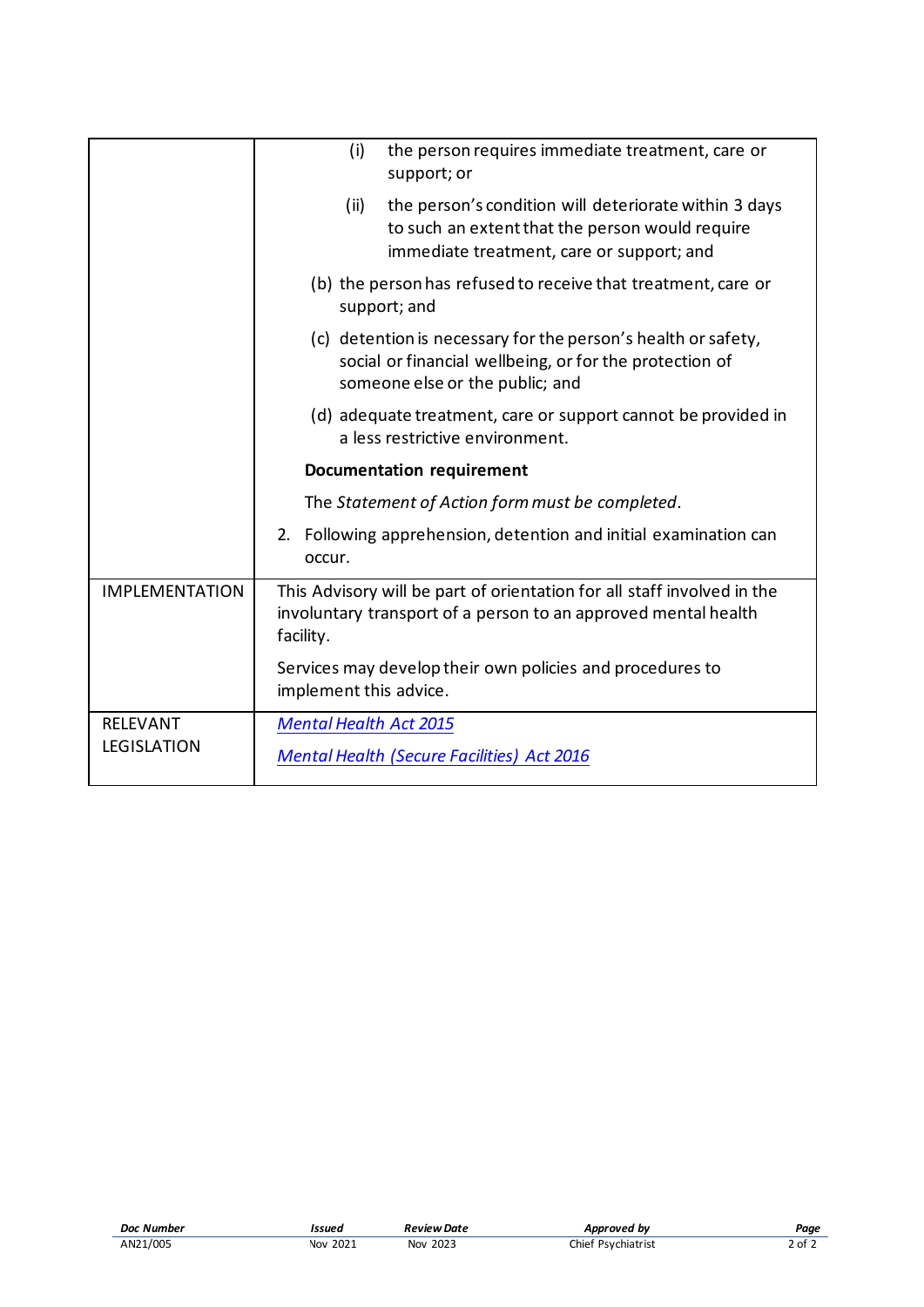| | |
|---|---|
| | (i) the person requires immediate treatment, care or support; or<br><br>(ii) the person's condition will deteriorate within 3 days to such an extent that the person would require immediate treatment, care or support; and<br><br>(b) the person has refused to receive that treatment, care or support; and<br><br>(c) detention is necessary for the person's health or safety, social or financial wellbeing, or for the protection of someone else or the public; and<br><br>(d) adequate treatment, care or support cannot be provided in a less restrictive environment.<br><br>**Documentation requirement**<br><br>The *Statement of Action form must be completed*.<br><br>2. Following apprehension, detention and initial examination can occur. |
| IMPLEMENTATION | This Advisory will be part of orientation for all staff involved in the involuntary transport of a person to an approved mental health facility.<br><br>Services may develop their own policies and procedures to implement this advice. |
| RELEVANT LEGISLATION | *Mental Health Act 2015*<br><br>*Mental Health (Secure Facilities) Act 2016* |

| Doc Number | Issued | Review Date | Approved by |
|---|---|---|---|
| AN21/005 | Nov 2021 | Nov 2023 | Chief Psychiatrist |